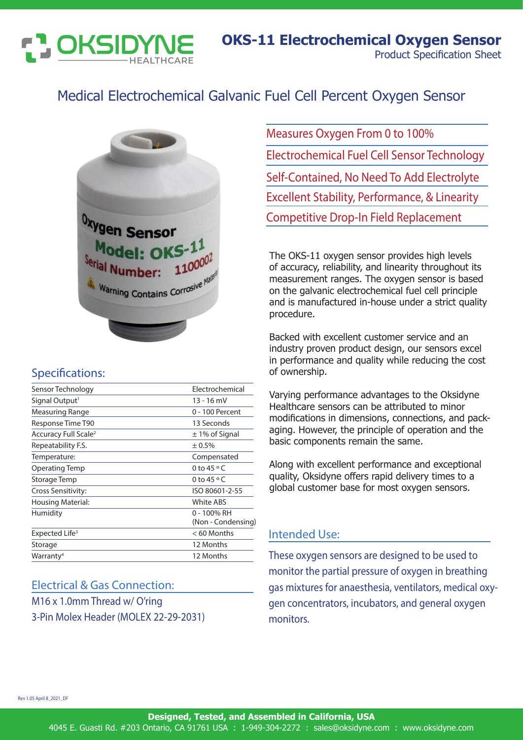# OKS-11 Electrochemical Oxygen Sensor

Product Specification Sheet

## Medical Electrochemical Galvanic Fuel Cell Percent Oxygen Sensor

- Measures Oxygen From 0 to 100%
- Electrochemical Fuel Cell Sensor Technology
- Self-Contained, No Need To Add Electrolyte
- Excellent Stability, Performance, & Linearity
- Competitive Drop-In Field Replacement

The OKS-11 oxygen sensor provides high levels of accuracy, reliability, and linearity throughout its measurement ranges. The oxygen sensor is based on the galvanic electrochemical fuel cell principle and is manufactured in-house under a strict quality procedure.

Backed with excellent customer service and an industry proven product design, our sensors excel in performance and quality while reducing the cost of ownership.

Varying performance advantages to the Oksidyne Healthcare sensors can be attributed to minor modifications in dimensions, connections, and packaging. However, the principle of operation and the basic components remain the same.

Along with excellent performance and exceptional quality, Oksidyne offers rapid delivery times to a global customer base for most oxygen sensors.

## Specifications:

| | |
|---|---|
| Sensor Technology | Electrochemical |
| Signal Output[1] | 13 - 16 mV |
| Measuring Range | 0 - 100 Percent |
| Response Time T90 | 13 Seconds |
| Accuracy Full Scale[2] | ± 1% of Signal |
| Repeatability F.S. | ± 0.5% |
| Temperature: | Compensated |
| Operating Temp | 0 to 45 °C |
| Storage Temp | 0 to 45 °C |
| Cross Sensitivity: | ISO 80601-2-55 |
| Housing Material: | White ABS |
| Humidity | 0 - 100% RH (Non - Condensing) |
| Expected Life[3] | < 60 Months |
| Storage | 12 Months |
| Warranty[4] | 12 Months |

## Electrical & Gas Connection:

M16 x 1.0mm Thread w/ O'ring

3-Pin Molex Header (MOLEX 22-29-2031)

## Intended Use:

These oxygen sensors are designed to be used to monitor the partial pressure of oxygen in breathing gas mixtures for anaesthesia, ventilators, medical oxygen concentrators, incubators, and general oxygen monitors.

Rev 1.05 April 8_2021_DF

**Designed, Tested, and Assembled in California, USA**

4045 E. Guasti Rd. #203 Ontario, CA 91761 USA : 1-949-304-2272 : sales@oksidyne.com : www.oksidyne.com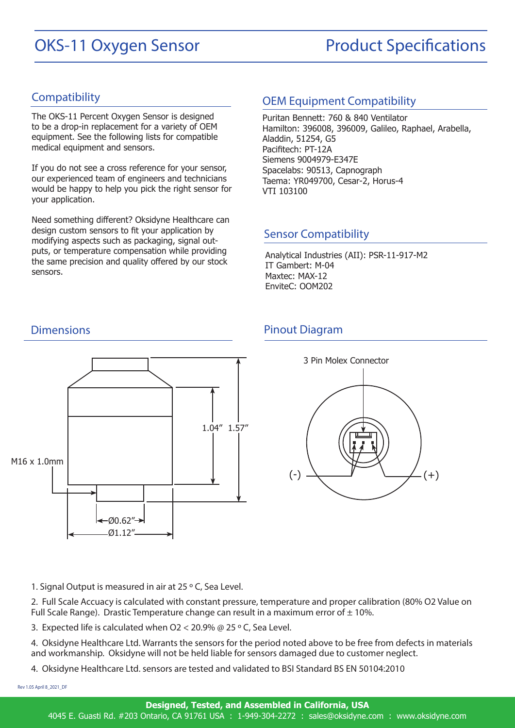# OKS-11 Oxygen Sensor

# Product Specifications

## Compatibility

The OKS-11 Percent Oxygen Sensor is designed to be a drop-in replacement for a variety of OEM equipment. See the following lists for compatible medical equipment and sensors.

If you do not see a cross reference for your sensor, our experienced team of engineers and technicians would be happy to help you pick the right sensor for your application.

Need something different? Oksidyne Healthcare can design custom sensors to fit your application by modifying aspects such as packaging, signal outputs, or temperature compensation while providing the same precision and quality offered by our stock sensors.

## OEM Equipment Compatibility

Puritan Bennett: 760 & 840 Ventilator
Hamilton: 396008, 396009, Galileo, Raphael, Arabella, Aladdin, 51254, G5
Pacifitech: PT-12A
Siemens 9004979-E347E
Spacelabs: 90513, Capnograph
Taema: YR049700, Cesar-2, Horus-4
VTI 103100

## Sensor Compatibility

Analytical Industries (AII): PSR-11-917-M2
IT Gambert: M-04
Maxtec: MAX-12
EnviteC: OOM202

## Dimensions

M16 x 1.0mm

1.04”

1.57”

Ø0.62”

Ø1.12”

## Pinout Diagram

3 Pin Molex Connector

(-)

(+)

1. Signal Output is measured in air at 25 º C, Sea Level.

2. Full Scale Accuacy is calculated with constant pressure, temperature and proper calibration (80% O2 Value on Full Scale Range). Drastic Temperature change can result in a maximum error of ± 10%.

3. Expected life is calculated when O2 < 20.9% @ 25 º C, Sea Level.

4. Oksidyne Healthcare Ltd. Warrants the sensors for the period noted above to be free from defects in materials and workmanship. Oksidyne will not be held liable for sensors damaged due to customer neglect.

4. Oksidyne Healthcare Ltd. sensors are tested and validated to BSI Standard BS EN 50104:2010

Rev 1.05 April 8_2021_DF

**Designed, Tested, and Assembled in California, USA**

4045 E. Guasti Rd. #203 Ontario, CA 91761 USA : 1-949-304-2272 : sales@oksidyne.com : www.oksidyne.com